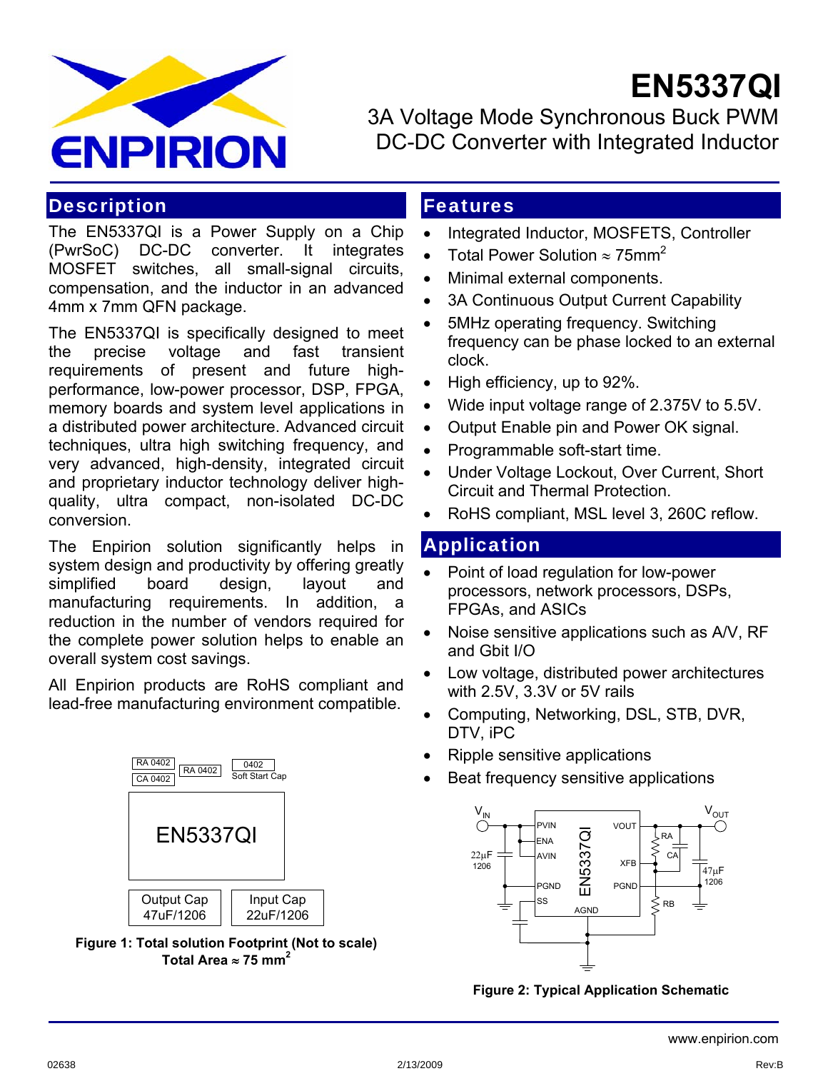# EN5337QI

## 3A Voltage Mode Synchronous Buck PWM DC-DC Converter with Integrated Inductor

## Description

The EN5337QI is a Power Supply on a Chip (PwrSoC) DC-DC converter. It integrates MOSFET switches, all small-signal circuits, compensation, and the inductor in an advanced 4mm x 7mm QFN package.

The EN5337QI is specifically designed to meet the precise voltage and fast transient requirements of present and future high-performance, low-power processor, DSP, FPGA, memory boards and system level applications in a distributed power architecture. Advanced circuit techniques, ultra high switching frequency, and very advanced, high-density, integrated circuit and proprietary inductor technology deliver high-quality, ultra compact, non-isolated DC-DC conversion.

The Enpirion solution significantly helps in system design and productivity by offering greatly simplified board design, layout and manufacturing requirements. In addition, a reduction in the number of vendors required for the complete power solution helps to enable an overall system cost savings.

All Enpirion products are RoHS compliant and lead-free manufacturing environment compatible.

RA 0402 | CA 0402 | RA 0402 | 0402 Soft Start Cap

EN5337QI

Output Cap 47uF/1206 | Input Cap 22uF/1206

**Figure 1: Total solution Footprint (Not to scale) Total Area ≈ 75 mm²**

## Features

- Integrated Inductor, MOSFETS, Controller
- Total Power Solution ≈ 75mm²
- Minimal external components.
- 3A Continuous Output Current Capability
- 5MHz operating frequency. Switching frequency can be phase locked to an external clock.
- High efficiency, up to 92%.
- Wide input voltage range of 2.375V to 5.5V.
- Output Enable pin and Power OK signal.
- Programmable soft-start time.
- Under Voltage Lockout, Over Current, Short Circuit and Thermal Protection.
- RoHS compliant, MSL level 3, 260C reflow.

## Application

- Point of load regulation for low-power processors, network processors, DSPs, FPGAs, and ASICs
- Noise sensitive applications such as A/V, RF and Gbit I/O
- Low voltage, distributed power architectures with 2.5V, 3.3V or 5V rails
- Computing, Networking, DSL, STB, DVR, DTV, iPC
- Ripple sensitive applications
- Beat frequency sensitive applications

$V_{IN}$ | PVIN | ENA | AVIN | PGND | SS | EN5337QI | AGND | VOUT | XFB | PGND | RA | CA | RB | $V_{OUT}$ | 22µF 1206 | 47µF 1206

**Figure 2: Typical Application Schematic**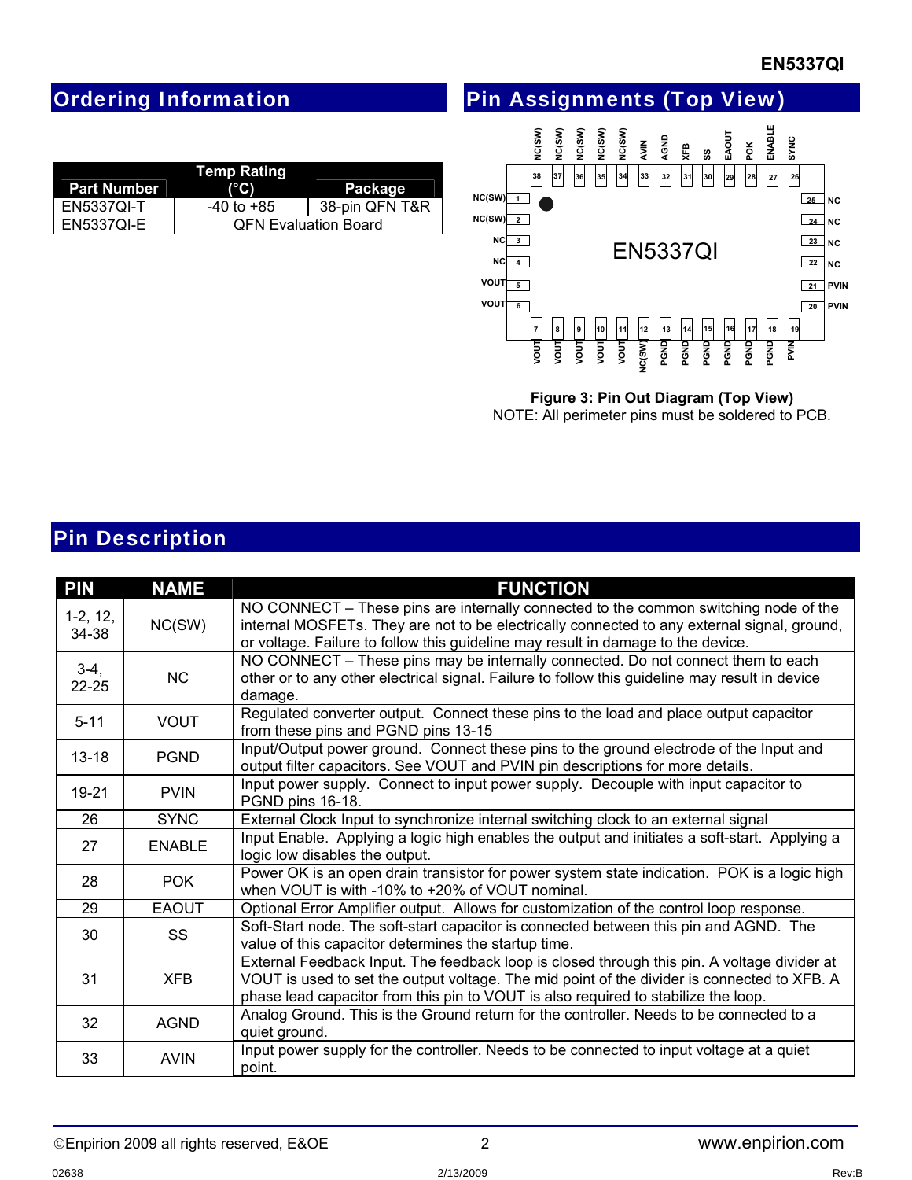## Ordering Information

| Part Number | Temp Rating (°C) | Package |
|---|---|---|
| EN5337QI-T | -40 to +85 | 38-pin QFN T&R |
| EN5337QI-E | QFN Evaluation Board | |

## Pin Assignments (Top View)

**Figure 3: Pin Out Diagram (Top View)**

NOTE: All perimeter pins must be soldered to PCB.

## Pin Description

| PIN | NAME | FUNCTION |
|---|---|---|
| 1-2, 12, 34-38 | NC(SW) | NO CONNECT – These pins are internally connected to the common switching node of the internal MOSFETs. They are not to be electrically connected to any external signal, ground, or voltage. Failure to follow this guideline may result in damage to the device. |
| 3-4, 22-25 | NC | NO CONNECT – These pins may be internally connected. Do not connect them to each other or to any other electrical signal. Failure to follow this guideline may result in device damage. |
| 5-11 | VOUT | Regulated converter output. Connect these pins to the load and place output capacitor from these pins and PGND pins 13-15 |
| 13-18 | PGND | Input/Output power ground. Connect these pins to the ground electrode of the Input and output filter capacitors. See VOUT and PVIN pin descriptions for more details. |
| 19-21 | PVIN | Input power supply. Connect to input power supply. Decouple with input capacitor to PGND pins 16-18. |
| 26 | SYNC | External Clock Input to synchronize internal switching clock to an external signal |
| 27 | ENABLE | Input Enable. Applying a logic high enables the output and initiates a soft-start. Applying a logic low disables the output. |
| 28 | POK | Power OK is an open drain transistor for power system state indication. POK is a logic high when VOUT is with -10% to +20% of VOUT nominal. |
| 29 | EAOUT | Optional Error Amplifier output. Allows for customization of the control loop response. |
| 30 | SS | Soft-Start node. The soft-start capacitor is connected between this pin and AGND. The value of this capacitor determines the startup time. |
| 31 | XFB | External Feedback Input. The feedback loop is closed through this pin. A voltage divider at VOUT is used to set the output voltage. The mid point of the divider is connected to XFB. A phase lead capacitor from this pin to VOUT is also required to stabilize the loop. |
| 32 | AGND | Analog Ground. This is the Ground return for the controller. Needs to be connected to a quiet ground. |
| 33 | AVIN | Input power supply for the controller. Needs to be connected to input voltage at a quiet point. |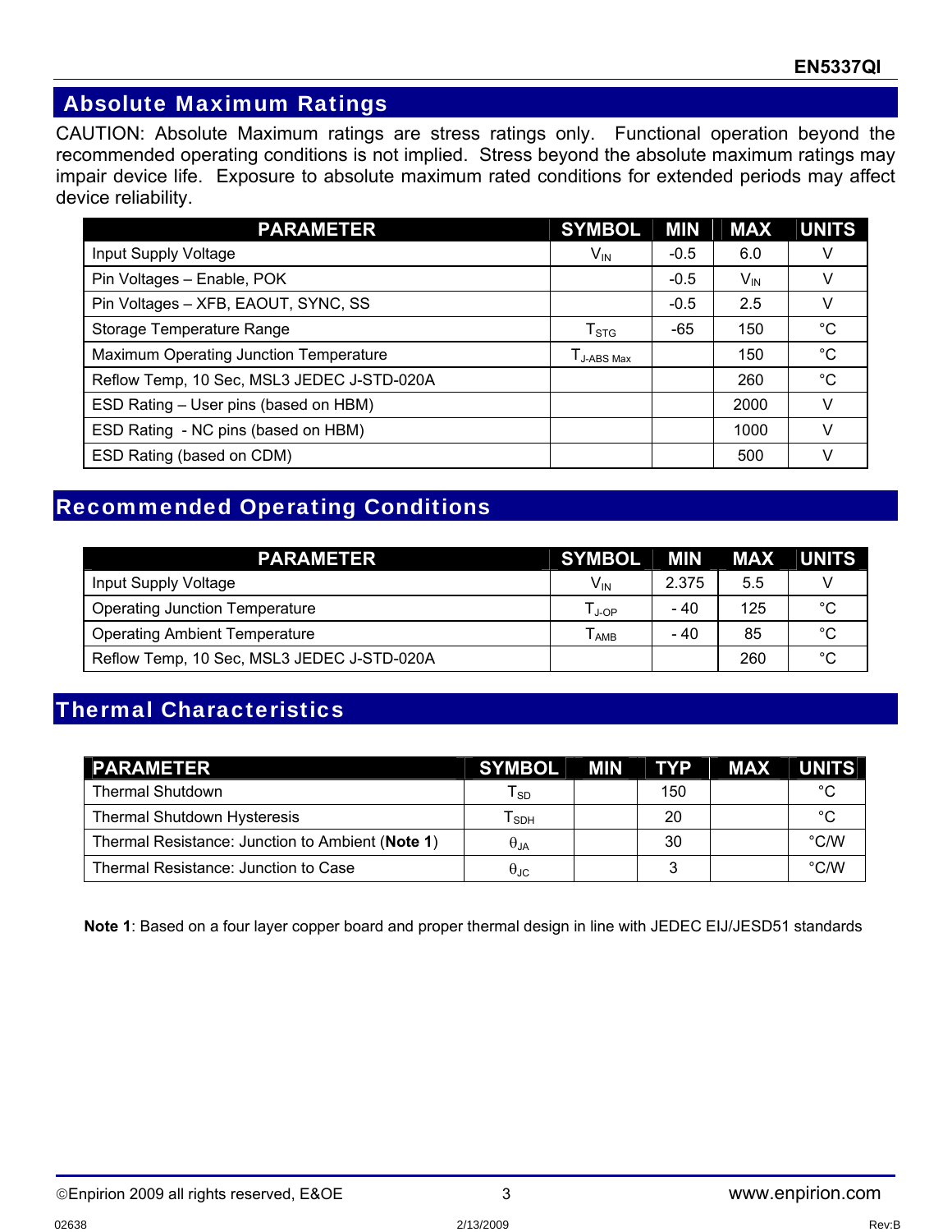## Absolute Maximum Ratings

CAUTION: Absolute Maximum ratings are stress ratings only. Functional operation beyond the recommended operating conditions is not implied. Stress beyond the absolute maximum ratings may impair device life. Exposure to absolute maximum rated conditions for extended periods may affect device reliability.

| PARAMETER | SYMBOL | MIN | MAX | UNITS |
|---|---|---|---|---|
| Input Supply Voltage | $V_{IN}$ | -0.5 | 6.0 | V |
| Pin Voltages – Enable, POK | | -0.5 | $V_{IN}$ | V |
| Pin Voltages – XFB, EAOUT, SYNC, SS | | -0.5 | 2.5 | V |
| Storage Temperature Range | $T_{STG}$ | -65 | 150 | °C |
| Maximum Operating Junction Temperature | $T_{J\text{-}ABS\ Max}$ | | 150 | °C |
| Reflow Temp, 10 Sec, MSL3 JEDEC J-STD-020A | | | 260 | °C |
| ESD Rating – User pins (based on HBM) | | | 2000 | V |
| ESD Rating - NC pins (based on HBM) | | | 1000 | V |
| ESD Rating (based on CDM) | | | 500 | V |

## Recommended Operating Conditions

| PARAMETER | SYMBOL | MIN | MAX | UNITS |
|---|---|---|---|---|
| Input Supply Voltage | $V_{IN}$ | 2.375 | 5.5 | V |
| Operating Junction Temperature | $T_{J\text{-}OP}$ | - 40 | 125 | °C |
| Operating Ambient Temperature | $T_{AMB}$ | - 40 | 85 | °C |
| Reflow Temp, 10 Sec, MSL3 JEDEC J-STD-020A | | | 260 | °C |

## Thermal Characteristics

| PARAMETER | SYMBOL | MIN | TYP | MAX | UNITS |
|---|---|---|---|---|---|
| Thermal Shutdown | $T_{SD}$ | | 150 | | °C |
| Thermal Shutdown Hysteresis | $T_{SDH}$ | | 20 | | °C |
| Thermal Resistance: Junction to Ambient (**Note 1**) | $\theta_{JA}$ | | 30 | | °C/W |
| Thermal Resistance: Junction to Case | $\theta_{JC}$ | | 3 | | °C/W |

**Note 1**: Based on a four layer copper board and proper thermal design in line with JEDEC EIJ/JESD51 standards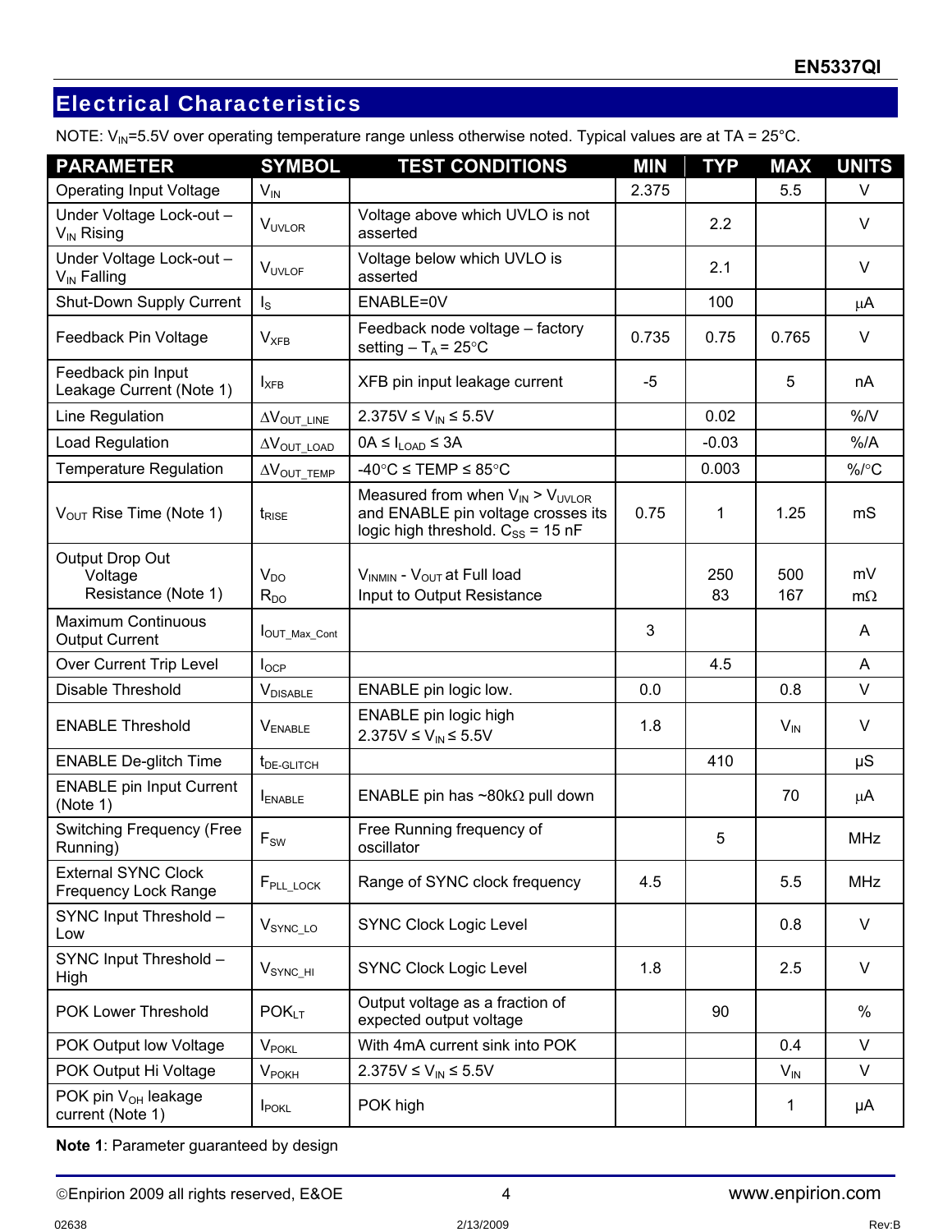## Electrical Characteristics

NOTE: $V_{IN}$=5.5V over operating temperature range unless otherwise noted. Typical values are at TA = 25°C.

| PARAMETER | SYMBOL | TEST CONDITIONS | MIN | TYP | MAX | UNITS |
|---|---|---|---|---|---|---|
| Operating Input Voltage | $V_{IN}$ | | 2.375 | | 5.5 | V |
| Under Voltage Lock-out – $V_{IN}$ Rising | $V_{UVLOR}$ | Voltage above which UVLO is not asserted | | 2.2 | | V |
| Under Voltage Lock-out – $V_{IN}$ Falling | $V_{UVLOF}$ | Voltage below which UVLO is asserted | | 2.1 | | V |
| Shut-Down Supply Current | $I_S$ | ENABLE=0V | | 100 | | µA |
| Feedback Pin Voltage | $V_{XFB}$ | Feedback node voltage – factory setting – $T_A$ = 25°C | 0.735 | 0.75 | 0.765 | V |
| Feedback pin Input Leakage Current (Note 1) | $I_{XFB}$ | XFB pin input leakage current | -5 | | 5 | nA |
| Line Regulation | $\Delta V_{OUT\_LINE}$ | 2.375V ≤ $V_{IN}$ ≤ 5.5V | | 0.02 | | %/V |
| Load Regulation | $\Delta V_{OUT\_LOAD}$ | 0A ≤ $I_{LOAD}$ ≤ 3A | | -0.03 | | %/A |
| Temperature Regulation | $\Delta V_{OUT\_TEMP}$ | -40°C ≤ TEMP ≤ 85°C | | 0.003 | | %/°C |
| $V_{OUT}$ Rise Time (Note 1) | $t_{RISE}$ | Measured from when $V_{IN}$ > $V_{UVLOR}$ and ENABLE pin voltage crosses its logic high threshold. $C_{SS}$ = 15 nF | 0.75 | 1 | 1.25 | mS |
| Output Drop Out Voltage<br>Resistance (Note 1) | $V_{DO}$<br>$R_{DO}$ | $V_{INMIN}$ - $V_{OUT}$ at Full load<br>Input to Output Resistance | | 250<br>83 | 500<br>167 | mV<br>mΩ |
| Maximum Continuous Output Current | $I_{OUT\_Max\_Cont}$ | | 3 | | | A |
| Over Current Trip Level | $I_{OCP}$ | | | 4.5 | | A |
| Disable Threshold | $V_{DISABLE}$ | ENABLE pin logic low. | 0.0 | | 0.8 | V |
| ENABLE Threshold | $V_{ENABLE}$ | ENABLE pin logic high<br>2.375V ≤ $V_{IN}$ ≤ 5.5V | 1.8 | | $V_{IN}$ | V |
| ENABLE De-glitch Time | $t_{DE-GLITCH}$ | | | 410 | | µS |
| ENABLE pin Input Current (Note 1) | $I_{ENABLE}$ | ENABLE pin has ~80kΩ pull down | | | 70 | µA |
| Switching Frequency (Free Running) | $F_{SW}$ | Free Running frequency of oscillator | | 5 | | MHz |
| External SYNC Clock Frequency Lock Range | $F_{PLL\_LOCK}$ | Range of SYNC clock frequency | 4.5 | | 5.5 | MHz |
| SYNC Input Threshold – Low | $V_{SYNC\_LO}$ | SYNC Clock Logic Level | | | 0.8 | V |
| SYNC Input Threshold – High | $V_{SYNC\_HI}$ | SYNC Clock Logic Level | 1.8 | | 2.5 | V |
| POK Lower Threshold | $POK_{LT}$ | Output voltage as a fraction of expected output voltage | | 90 | | % |
| POK Output low Voltage | $V_{POKL}$ | With 4mA current sink into POK | | | 0.4 | V |
| POK Output Hi Voltage | $V_{POKH}$ | 2.375V ≤ $V_{IN}$ ≤ 5.5V | | | $V_{IN}$ | V |
| POK pin $V_{OH}$ leakage current (Note 1) | $I_{POKL}$ | POK high | | | 1 | µA |

**Note 1**: Parameter guaranteed by design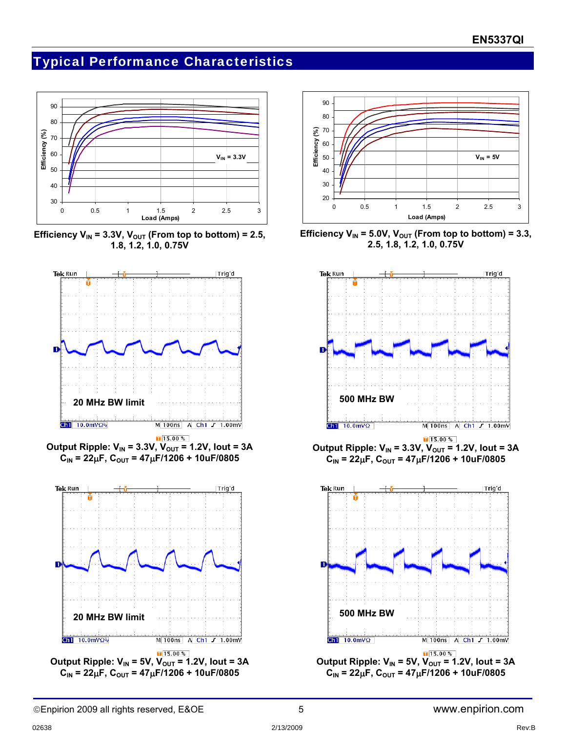## Typical Performance Characteristics

Efficiency $V_{IN}$ = 3.3V, $V_{OUT}$ (From top to bottom) = 2.5, 1.8, 1.2, 1.0, 0.75V

Efficiency $V_{IN}$ = 5.0V, $V_{OUT}$ (From top to bottom) = 3.3, 2.5, 1.8, 1.2, 1.0, 0.75V

Output Ripple: $V_{IN}$ = 3.3V, $V_{OUT}$ = 1.2V, Iout = 3A
$C_{IN}$ = 22µF, $C_{OUT}$ = 47µF/1206 + 10uF/0805

Output Ripple: $V_{IN}$ = 3.3V, $V_{OUT}$ = 1.2V, Iout = 3A
$C_{IN}$ = 22µF, $C_{OUT}$ = 47µF/1206 + 10uF/0805

Output Ripple: $V_{IN}$ = 5V, $V_{OUT}$ = 1.2V, Iout = 3A
$C_{IN}$ = 22µF, $C_{OUT}$ = 47µF/1206 + 10uF/0805

Output Ripple: $V_{IN}$ = 5V, $V_{OUT}$ = 1.2V, Iout = 3A
$C_{IN}$ = 22µF, $C_{OUT}$ = 47µF/1206 + 10uF/0805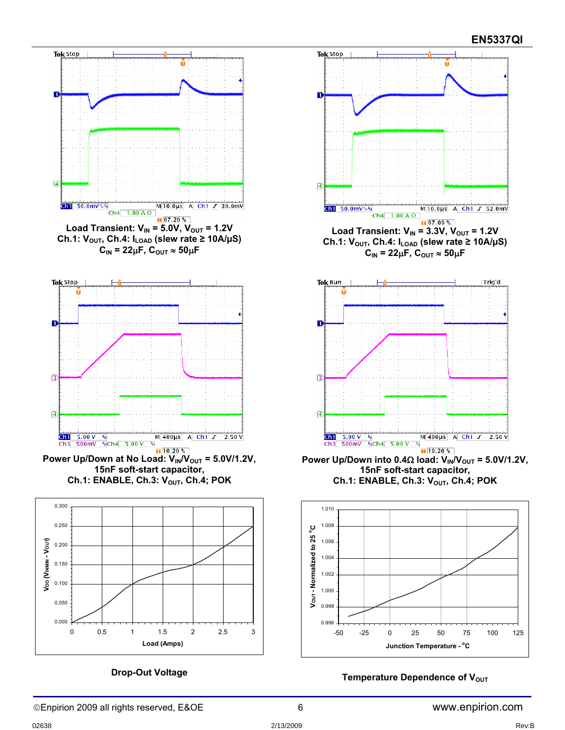Load Transient: $V_{IN}$ = 5.0V, $V_{OUT}$ = 1.2V
Ch.1: $V_{OUT}$, Ch.4: $I_{LOAD}$ (slew rate ≥ 10A/μS)
$C_{IN}$ = 22μF, $C_{OUT}$ ≈ 50μF

Load Transient: $V_{IN}$ = 3.3V, $V_{OUT}$ = 1.2V
Ch.1: $V_{OUT}$, Ch.4: $I_{LOAD}$ (slew rate ≥ 10A/μS)
$C_{IN}$ = 22μF, $C_{OUT}$ ≈ 50μF

Power Up/Down at No Load: $V_{IN}/V_{OUT}$ = 5.0V/1.2V,
15nF soft-start capacitor,
Ch.1: ENABLE, Ch.3: $V_{OUT}$, Ch.4; POK

Power Up/Down into 0.4Ω load: $V_{IN}/V_{OUT}$ = 5.0V/1.2V,
15nF soft-start capacitor,
Ch.1: ENABLE, Ch.3: $V_{OUT}$, Ch.4: POK

Drop-Out Voltage

Temperature Dependence of $V_{OUT}$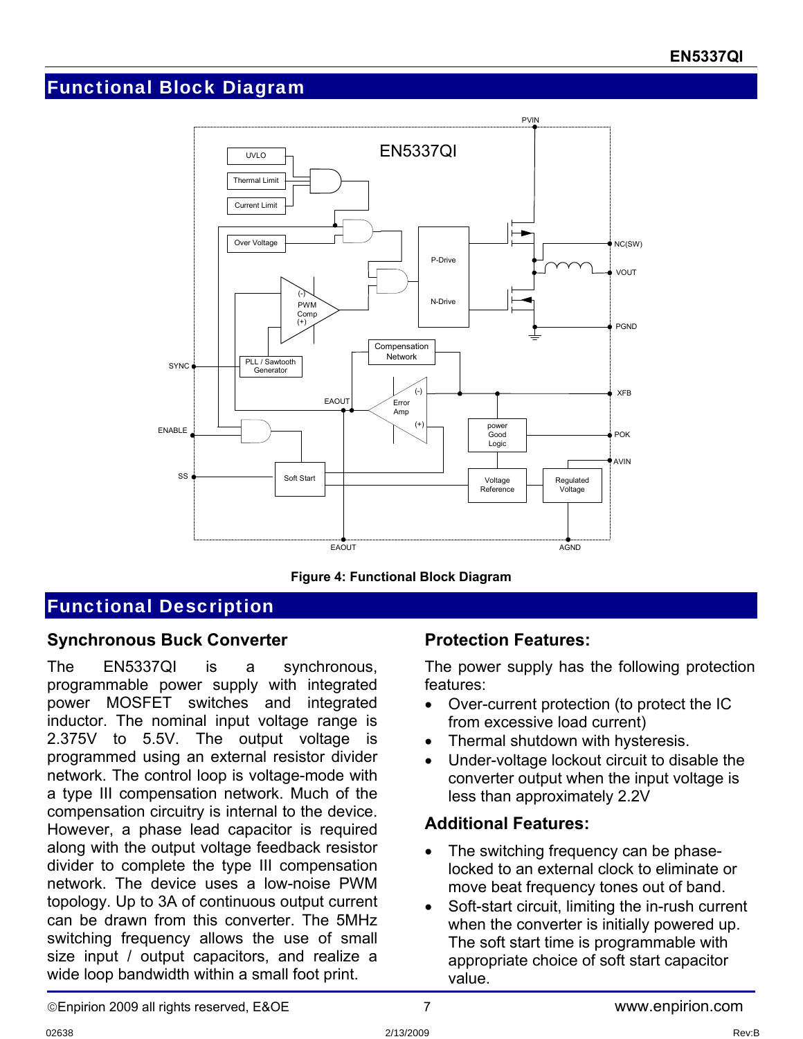## Functional Block Diagram

**Figure 4: Functional Block Diagram**

## Functional Description

### Synchronous Buck Converter

The EN5337QI is a synchronous, programmable power supply with integrated power MOSFET switches and integrated inductor. The nominal input voltage range is 2.375V to 5.5V. The output voltage is programmed using an external resistor divider network. The control loop is voltage-mode with a type III compensation network. Much of the compensation circuitry is internal to the device. However, a phase lead capacitor is required along with the output voltage feedback resistor divider to complete the type III compensation network. The device uses a low-noise PWM topology. Up to 3A of continuous output current can be drawn from this converter. The 5MHz switching frequency allows the use of small size input / output capacitors, and realize a wide loop bandwidth within a small foot print.

### Protection Features:

The power supply has the following protection features:

- Over-current protection (to protect the IC from excessive load current)
- Thermal shutdown with hysteresis.
- Under-voltage lockout circuit to disable the converter output when the input voltage is less than approximately 2.2V

### Additional Features:

- The switching frequency can be phase-locked to an external clock to eliminate or move beat frequency tones out of band.
- Soft-start circuit, limiting the in-rush current when the converter is initially powered up. The soft start time is programmable with appropriate choice of soft start capacitor value.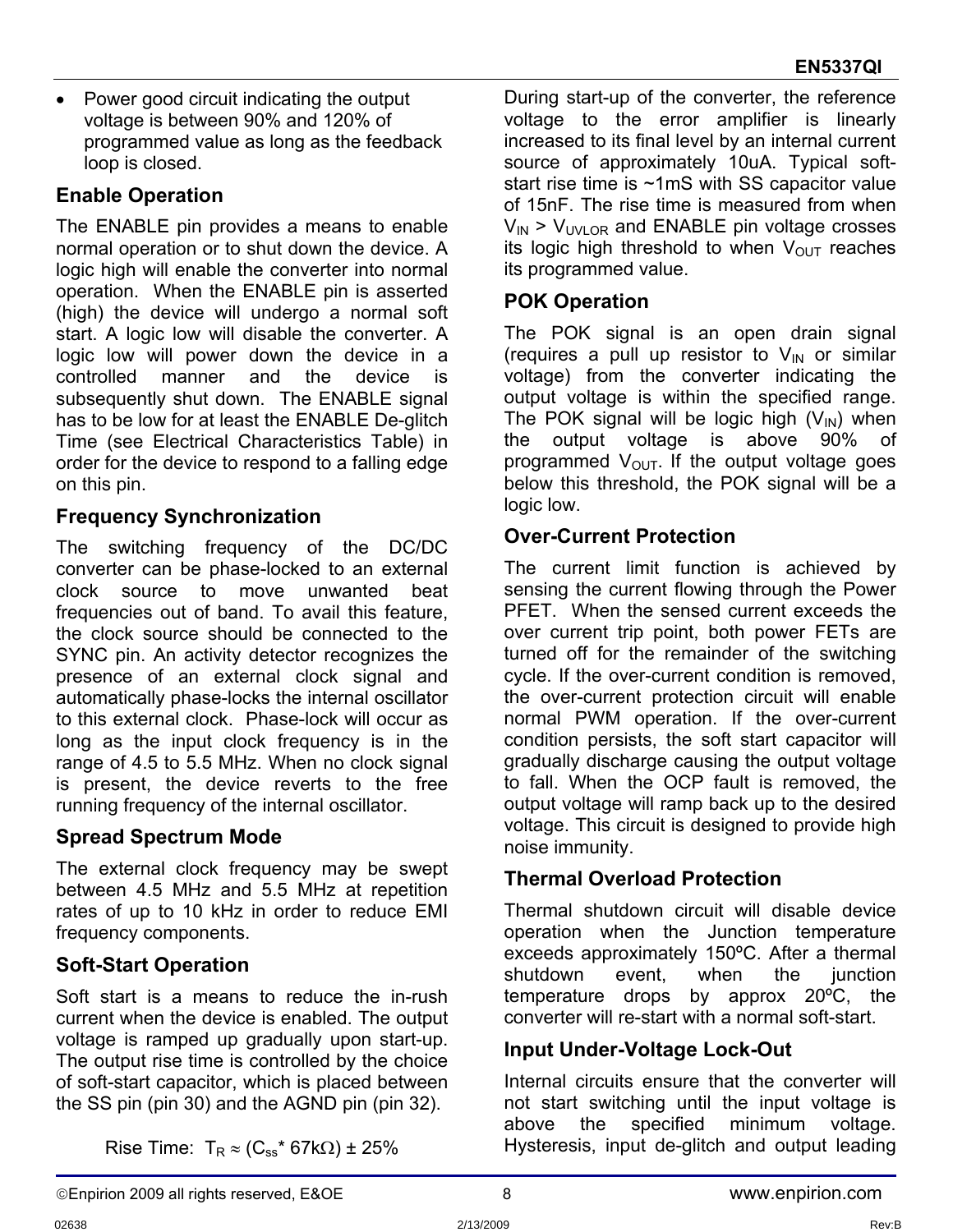- Power good circuit indicating the output voltage is between 90% and 120% of programmed value as long as the feedback loop is closed.

## Enable Operation

The ENABLE pin provides a means to enable normal operation or to shut down the device. A logic high will enable the converter into normal operation. When the ENABLE pin is asserted (high) the device will undergo a normal soft start. A logic low will disable the converter. A logic low will power down the device in a controlled manner and the device is subsequently shut down. The ENABLE signal has to be low for at least the ENABLE De-glitch Time (see Electrical Characteristics Table) in order for the device to respond to a falling edge on this pin.

## Frequency Synchronization

The switching frequency of the DC/DC converter can be phase-locked to an external clock source to move unwanted beat frequencies out of band. To avail this feature, the clock source should be connected to the SYNC pin. An activity detector recognizes the presence of an external clock signal and automatically phase-locks the internal oscillator to this external clock. Phase-lock will occur as long as the input clock frequency is in the range of 4.5 to 5.5 MHz. When no clock signal is present, the device reverts to the free running frequency of the internal oscillator.

## Spread Spectrum Mode

The external clock frequency may be swept between 4.5 MHz and 5.5 MHz at repetition rates of up to 10 kHz in order to reduce EMI frequency components.

## Soft-Start Operation

Soft start is a means to reduce the in-rush current when the device is enabled. The output voltage is ramped up gradually upon start-up. The output rise time is controlled by the choice of soft-start capacitor, which is placed between the SS pin (pin 30) and the AGND pin (pin 32).

Rise Time: $T_R \approx (C_{ss} * 67k\Omega) \pm 25\%$

During start-up of the converter, the reference voltage to the error amplifier is linearly increased to its final level by an internal current source of approximately 10uA. Typical soft-start rise time is ~1mS with SS capacitor value of 15nF. The rise time is measured from when $V_{IN} > V_{UVLOR}$ and ENABLE pin voltage crosses its logic high threshold to when $V_{OUT}$ reaches its programmed value.

## POK Operation

The POK signal is an open drain signal (requires a pull up resistor to $V_{IN}$ or similar voltage) from the converter indicating the output voltage is within the specified range. The POK signal will be logic high ($V_{IN}$) when the output voltage is above 90% of programmed $V_{OUT}$. If the output voltage goes below this threshold, the POK signal will be a logic low.

## Over-Current Protection

The current limit function is achieved by sensing the current flowing through the Power PFET. When the sensed current exceeds the over current trip point, both power FETs are turned off for the remainder of the switching cycle. If the over-current condition is removed, the over-current protection circuit will enable normal PWM operation. If the over-current condition persists, the soft start capacitor will gradually discharge causing the output voltage to fall. When the OCP fault is removed, the output voltage will ramp back up to the desired voltage. This circuit is designed to provide high noise immunity.

## Thermal Overload Protection

Thermal shutdown circuit will disable device operation when the Junction temperature exceeds approximately 150ºC. After a thermal shutdown event, when the junction temperature drops by approx 20ºC, the converter will re-start with a normal soft-start.

## Input Under-Voltage Lock-Out

Internal circuits ensure that the converter will not start switching until the input voltage is above the specified minimum voltage. Hysteresis, input de-glitch and output leading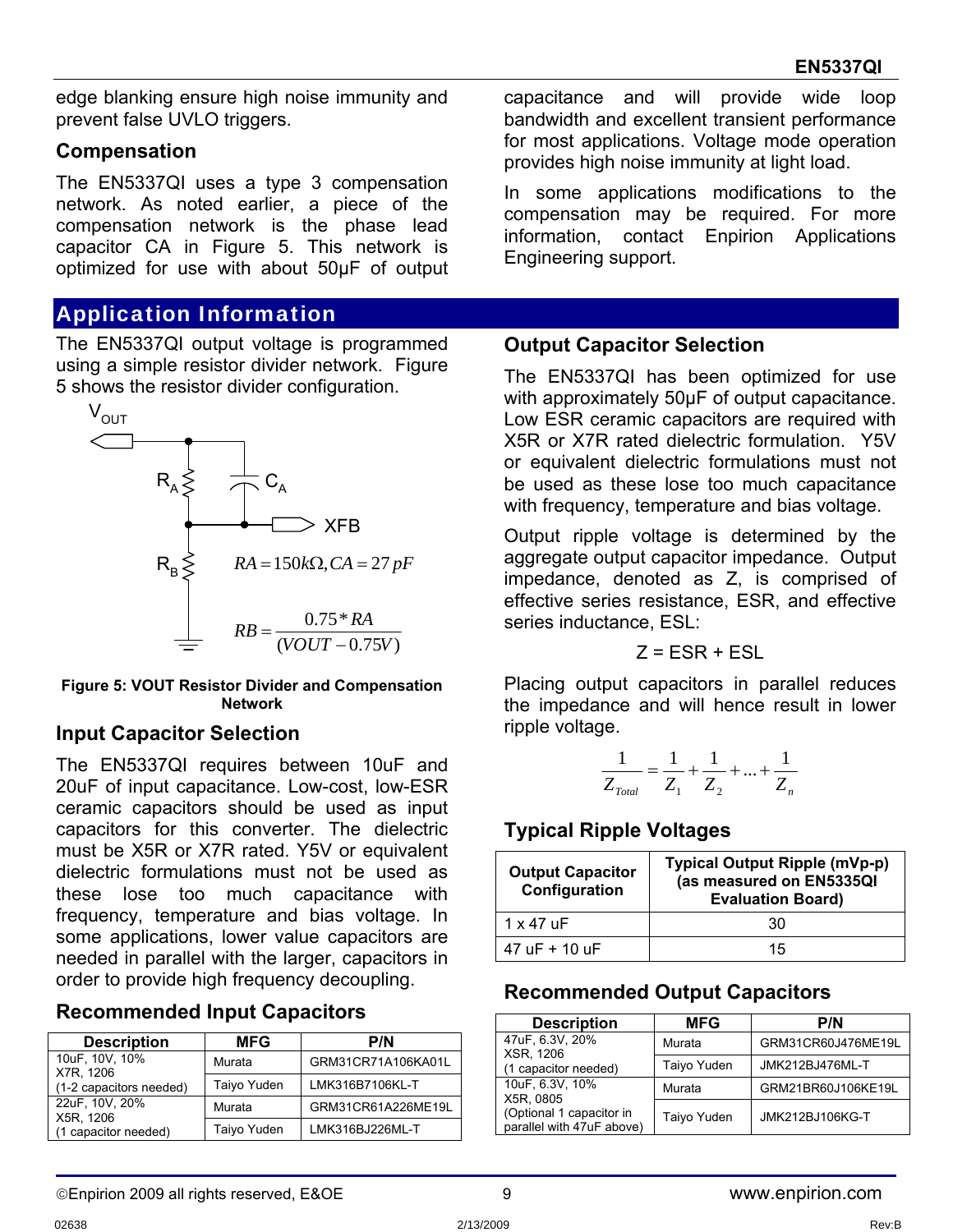edge blanking ensure high noise immunity and prevent false UVLO triggers.

### Compensation

The EN5337QI uses a type 3 compensation network. As noted earlier, a piece of the compensation network is the phase lead capacitor CA in Figure 5. This network is optimized for use with about 50µF of output capacitance and will provide wide loop bandwidth and excellent transient performance for most applications. Voltage mode operation provides high noise immunity at light load.

In some applications modifications to the compensation may be required. For more information, contact Enpirion Applications Engineering support.

## Application Information

The EN5337QI output voltage is programmed using a simple resistor divider network. Figure 5 shows the resistor divider configuration.

$V_{OUT}$, $R_A$, $C_A$, XFB, $R_B$

$$RA = 150k\Omega, CA = 27\,pF$$

$$RB = \frac{0.75 * RA}{(VOUT - 0.75V)}$$

**Figure 5: VOUT Resistor Divider and Compensation Network**

### Input Capacitor Selection

The EN5337QI requires between 10uF and 20uF of input capacitance. Low-cost, low-ESR ceramic capacitors should be used as input capacitors for this converter. The dielectric must be X5R or X7R rated. Y5V or equivalent dielectric formulations must not be used as these lose too much capacitance with frequency, temperature and bias voltage. In some applications, lower value capacitors are needed in parallel with the larger, capacitors in order to provide high frequency decoupling.

### Recommended Input Capacitors

| Description | MFG | P/N |
|---|---|---|
| 10uF, 10V, 10% X7R, 1206 (1-2 capacitors needed) | Murata | GRM31CR71A106KA01L |
| | Taiyo Yuden | LMK316B7106KL-T |
| 22uF, 10V, 20% X5R, 1206 (1 capacitor needed) | Murata | GRM31CR61A226ME19L |
| | Taiyo Yuden | LMK316BJ226ML-T |

### Output Capacitor Selection

The EN5337QI has been optimized for use with approximately 50µF of output capacitance. Low ESR ceramic capacitors are required with X5R or X7R rated dielectric formulation. Y5V or equivalent dielectric formulations must not be used as these lose too much capacitance with frequency, temperature and bias voltage.

Output ripple voltage is determined by the aggregate output capacitor impedance. Output impedance, denoted as Z, is comprised of effective series resistance, ESR, and effective series inductance, ESL:

$$Z = ESR + ESL$$

Placing output capacitors in parallel reduces the impedance and will hence result in lower ripple voltage.

$$\frac{1}{Z_{Total}} = \frac{1}{Z_1} + \frac{1}{Z_2} + ... + \frac{1}{Z_n}$$

### Typical Ripple Voltages

| Output Capacitor Configuration | Typical Output Ripple (mVp-p) (as measured on EN5335QI Evaluation Board) |
|---|---|
| 1 x 47 uF | 30 |
| 47 uF + 10 uF | 15 |

### Recommended Output Capacitors

| Description | MFG | P/N |
|---|---|---|
| 47uF, 6.3V, 20% XSR, 1206 (1 capacitor needed) | Murata | GRM31CR60J476ME19L |
| | Taiyo Yuden | JMK212BJ476ML-T |
| 10uF, 6.3V, 10% X5R, 0805 (Optional 1 capacitor in parallel with 47uF above) | Murata | GRM21BR60J106KE19L |
| | Taiyo Yuden | JMK212BJ106KG-T |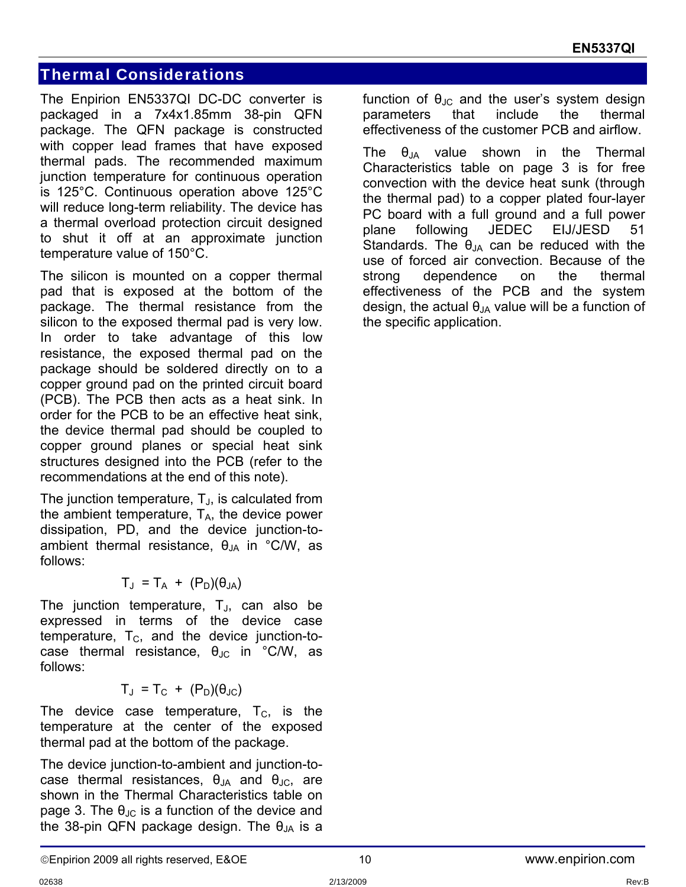## Thermal Considerations

The Enpirion EN5337QI DC-DC converter is packaged in a 7x4x1.85mm 38-pin QFN package. The QFN package is constructed with copper lead frames that have exposed thermal pads. The recommended maximum junction temperature for continuous operation is 125°C. Continuous operation above 125°C will reduce long-term reliability. The device has a thermal overload protection circuit designed to shut it off at an approximate junction temperature value of 150°C.

The silicon is mounted on a copper thermal pad that is exposed at the bottom of the package. The thermal resistance from the silicon to the exposed thermal pad is very low. In order to take advantage of this low resistance, the exposed thermal pad on the package should be soldered directly on to a copper ground pad on the printed circuit board (PCB). The PCB then acts as a heat sink. In order for the PCB to be an effective heat sink, the device thermal pad should be coupled to copper ground planes or special heat sink structures designed into the PCB (refer to the recommendations at the end of this note).

The junction temperature, $T_J$, is calculated from the ambient temperature, $T_A$, the device power dissipation, PD, and the device junction-to-ambient thermal resistance, $\theta_{JA}$ in °C/W, as follows:

$$T_J = T_A + (P_D)(\theta_{JA})$$

The junction temperature, $T_J$, can also be expressed in terms of the device case temperature, $T_C$, and the device junction-to-case thermal resistance, $\theta_{JC}$ in °C/W, as follows:

$$T_J = T_C + (P_D)(\theta_{JC})$$

The device case temperature, $T_C$, is the temperature at the center of the exposed thermal pad at the bottom of the package.

The device junction-to-ambient and junction-to-case thermal resistances, $\theta_{JA}$ and $\theta_{JC}$, are shown in the Thermal Characteristics table on page 3. The $\theta_{JC}$ is a function of the device and the 38-pin QFN package design. The $\theta_{JA}$ is a function of $\theta_{JC}$ and the user's system design parameters that include the thermal effectiveness of the customer PCB and airflow.

The $\theta_{JA}$ value shown in the Thermal Characteristics table on page 3 is for free convection with the device heat sunk (through the thermal pad) to a copper plated four-layer PC board with a full ground and a full power plane following JEDEC EIJ/JESD 51 Standards. The $\theta_{JA}$ can be reduced with the use of forced air convection. Because of the strong dependence on the thermal effectiveness of the PCB and the system design, the actual $\theta_{JA}$ value will be a function of the specific application.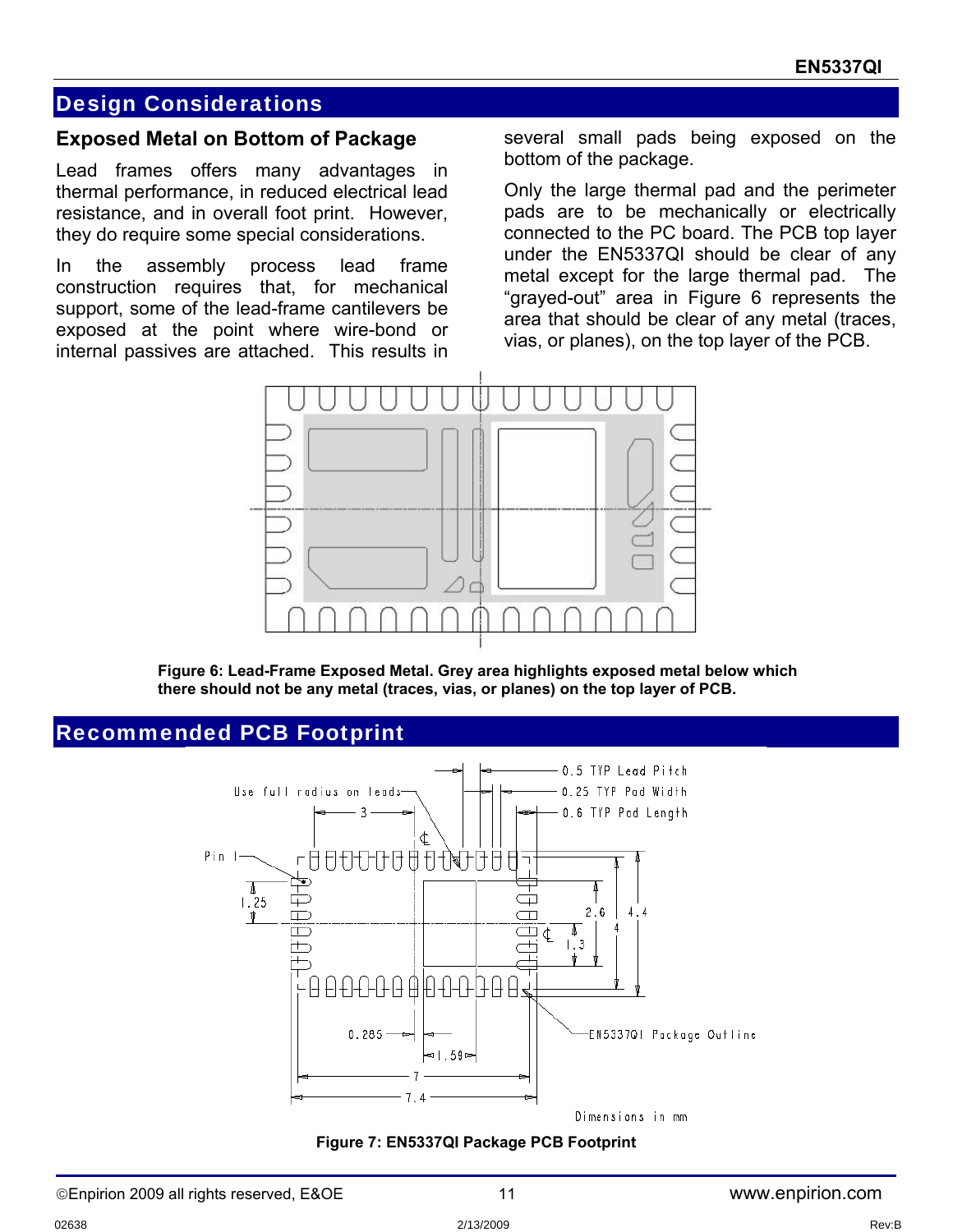## Design Considerations

### Exposed Metal on Bottom of Package

Lead frames offers many advantages in thermal performance, in reduced electrical lead resistance, and in overall foot print. However, they do require some special considerations.

In the assembly process lead frame construction requires that, for mechanical support, some of the lead-frame cantilevers be exposed at the point where wire-bond or internal passives are attached. This results in several small pads being exposed on the bottom of the package.

Only the large thermal pad and the perimeter pads are to be mechanically or electrically connected to the PC board. The PCB top layer under the EN5337QI should be clear of any metal except for the large thermal pad. The "grayed-out" area in Figure 6 represents the area that should be clear of any metal (traces, vias, or planes), on the top layer of the PCB.

**Figure 6: Lead-Frame Exposed Metal. Grey area highlights exposed metal below which there should not be any metal (traces, vias, or planes) on the top layer of PCB.**

## Recommended PCB Footprint

**Figure 7: EN5337QI Package PCB Footprint**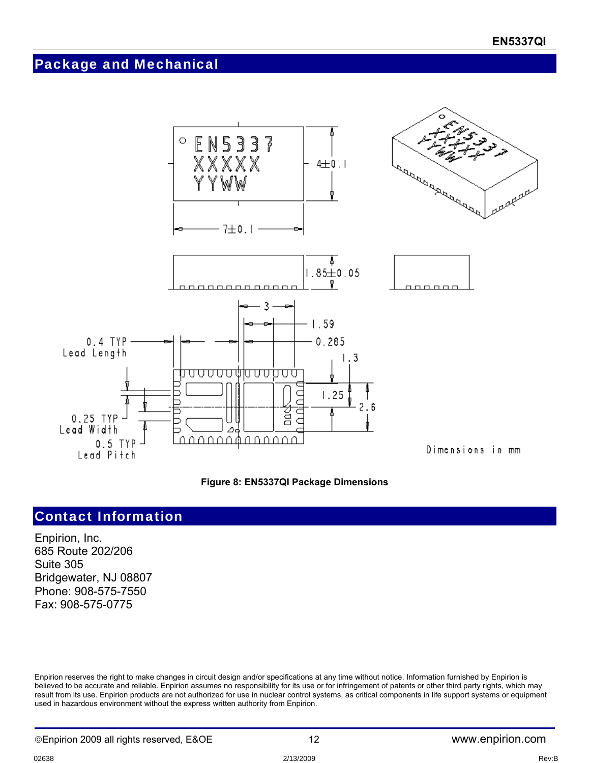## Package and Mechanical

EN5337
XXXXX
YYWW

4±0.1

7±0.1

1.85±0.05

3

1.59

0.285

1.3

1.25

2.6

0.4 TYP
Lead Length

0.25 TYP
Lead Width

0.5 TYP
Lead Pitch

Dimensions in mm

**Figure 8: EN5337QI Package Dimensions**

## Contact Information

Enpirion, Inc.
685 Route 202/206
Suite 305
Bridgewater, NJ 08807
Phone: 908-575-7550
Fax: 908-575-0775

Enpirion reserves the right to make changes in circuit design and/or specifications at any time without notice. Information furnished by Enpirion is believed to be accurate and reliable. Enpirion assumes no responsibility for its use or for infringement of patents or other third party rights, which may result from its use. Enpirion products are not authorized for use in nuclear control systems, as critical components in life support systems or equipment used in hazardous environment without the express written authority from Enpirion.